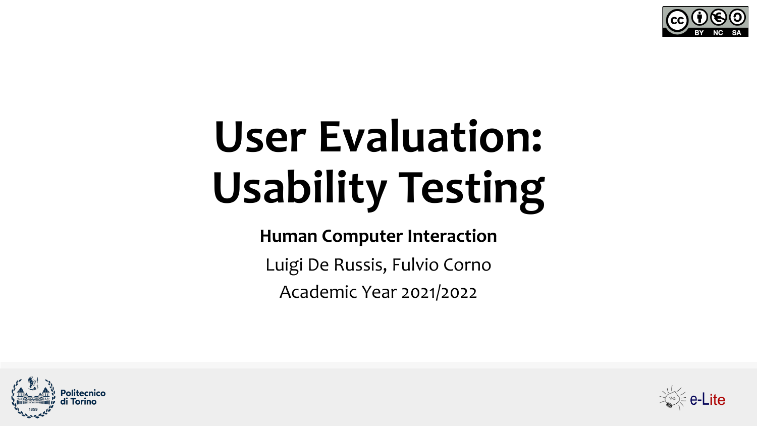# User Evaluation: Usability Testing

**Human Computer Interaction**

Luigi De Russis, Fulvio Corno

Academic Year 2021/2022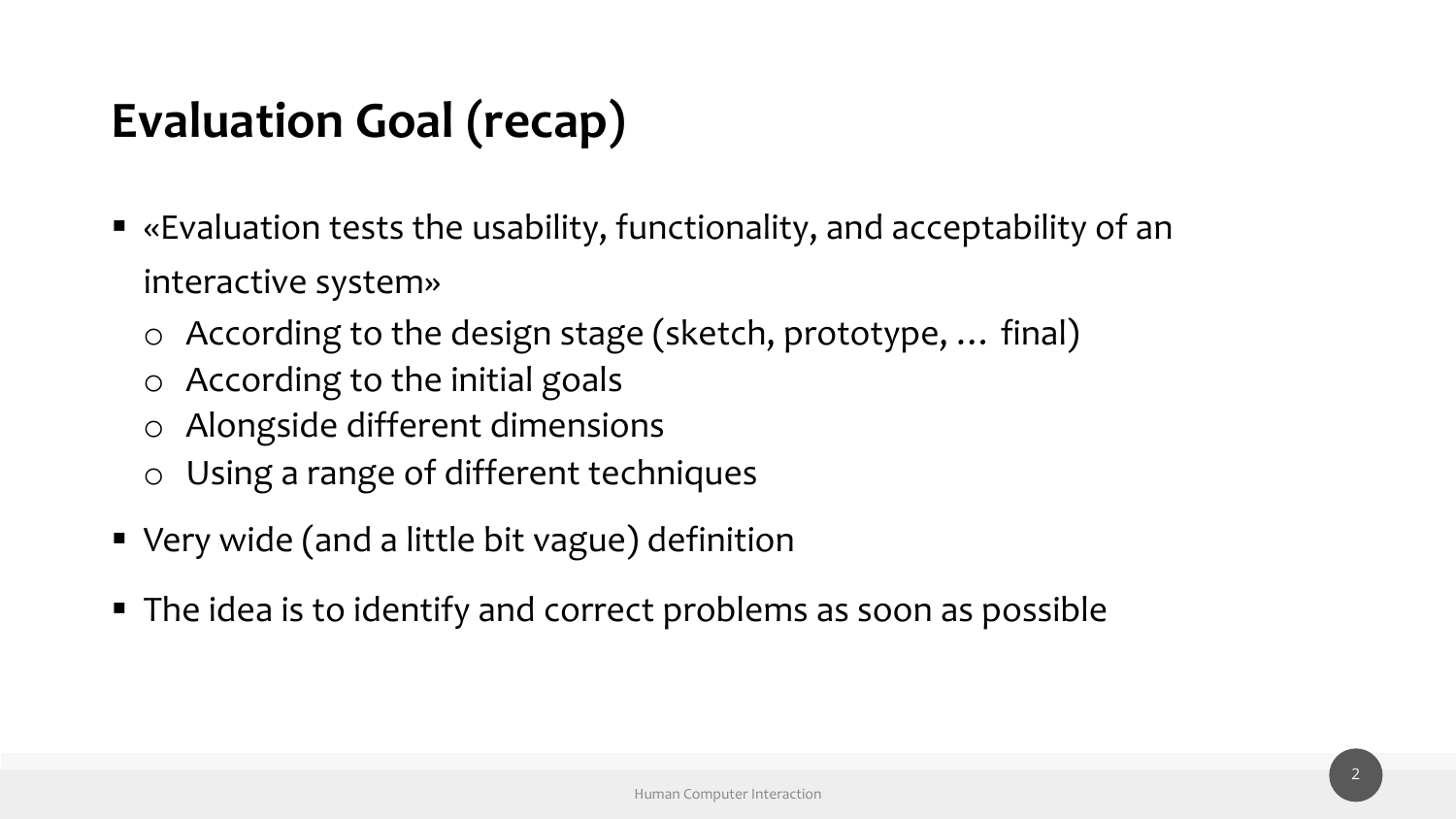# Evaluation Goal (recap)

- «Evaluation tests the usability, functionality, and acceptability of an interactive system»
  - According to the design stage (sketch, prototype, … final)
  - According to the initial goals
  - Alongside different dimensions
  - Using a range of different techniques
- Very wide (and a little bit vague) definition
- The idea is to identify and correct problems as soon as possible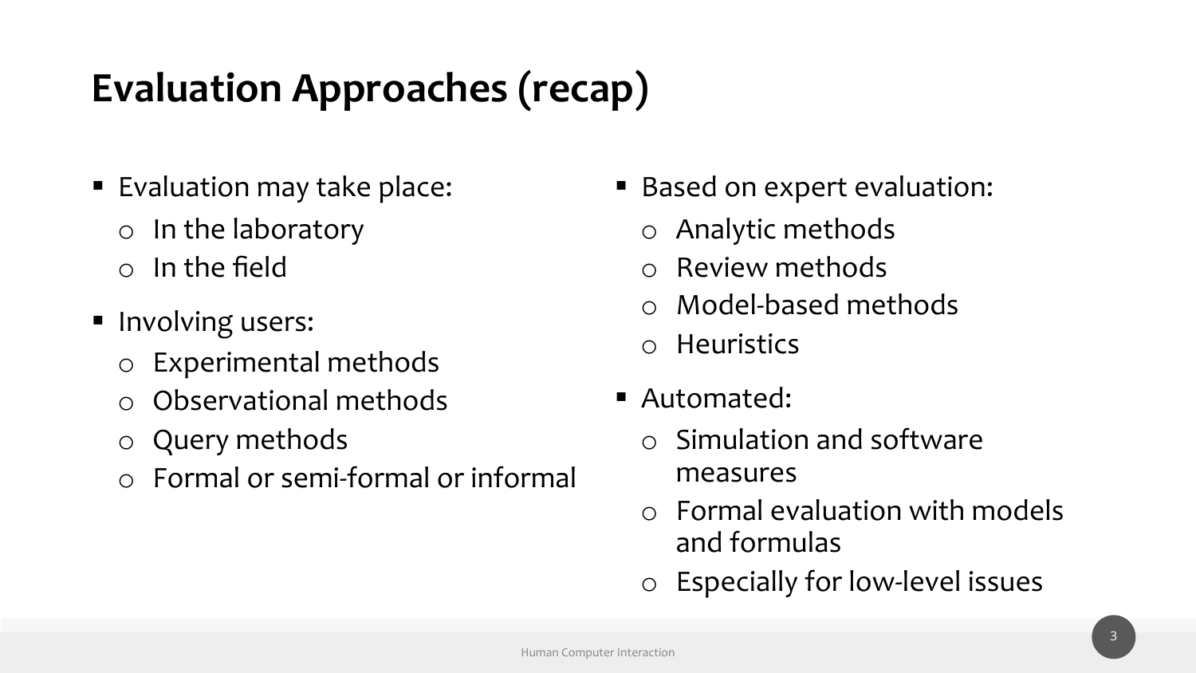# Evaluation Approaches (recap)

- Evaluation may take place:
  - In the laboratory
  - In the field
- Involving users:
  - Experimental methods
  - Observational methods
  - Query methods
  - Formal or semi-formal or informal
- Based on expert evaluation:
  - Analytic methods
  - Review methods
  - Model-based methods
  - Heuristics
- Automated:
  - Simulation and software measures
  - Formal evaluation with models and formulas
  - Especially for low-level issues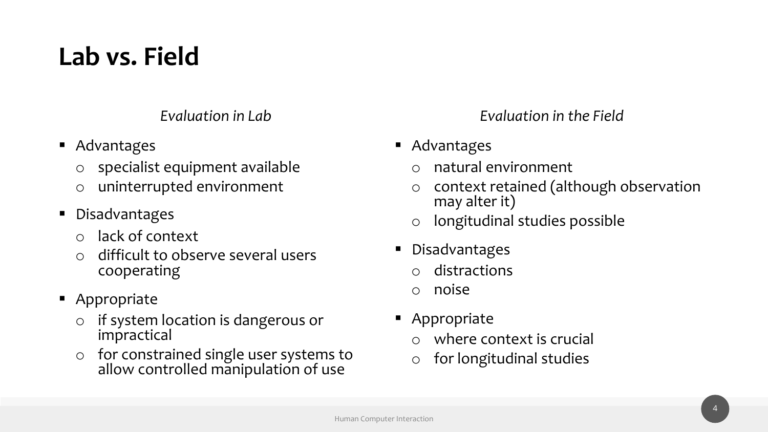# Lab vs. Field

*Evaluation in Lab*

- Advantages
  - specialist equipment available
  - uninterrupted environment
- Disadvantages
  - lack of context
  - difficult to observe several users cooperating
- Appropriate
  - if system location is dangerous or impractical
  - for constrained single user systems to allow controlled manipulation of use

*Evaluation in the Field*

- Advantages
  - natural environment
  - context retained (although observation may alter it)
  - longitudinal studies possible
- Disadvantages
  - distractions
  - noise
- Appropriate
  - where context is crucial
  - for longitudinal studies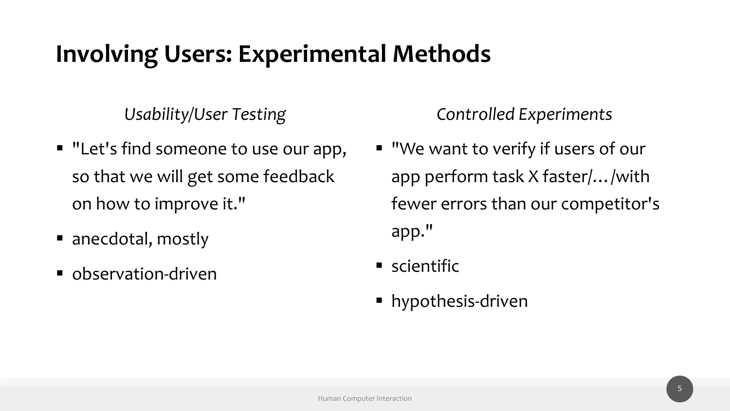# Involving Users: Experimental Methods

*Usability/User Testing*

- "Let's find someone to use our app, so that we will get some feedback on how to improve it."
- anecdotal, mostly
- observation-driven

*Controlled Experiments*

- "We want to verify if users of our app perform task X faster/…/with fewer errors than our competitor's app."
- scientific
- hypothesis-driven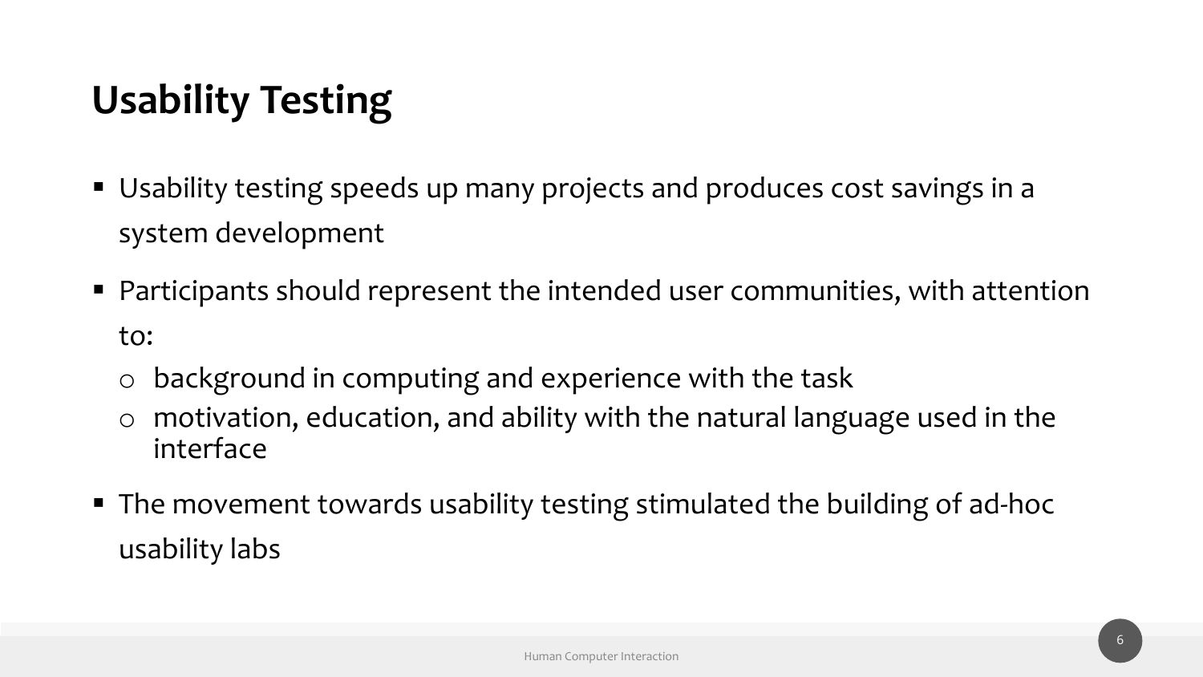## Usability Testing

- Usability testing speeds up many projects and produces cost savings in a system development
- Participants should represent the intended user communities, with attention to:
  - background in computing and experience with the task
  - motivation, education, and ability with the natural language used in the interface
- The movement towards usability testing stimulated the building of ad-hoc usability labs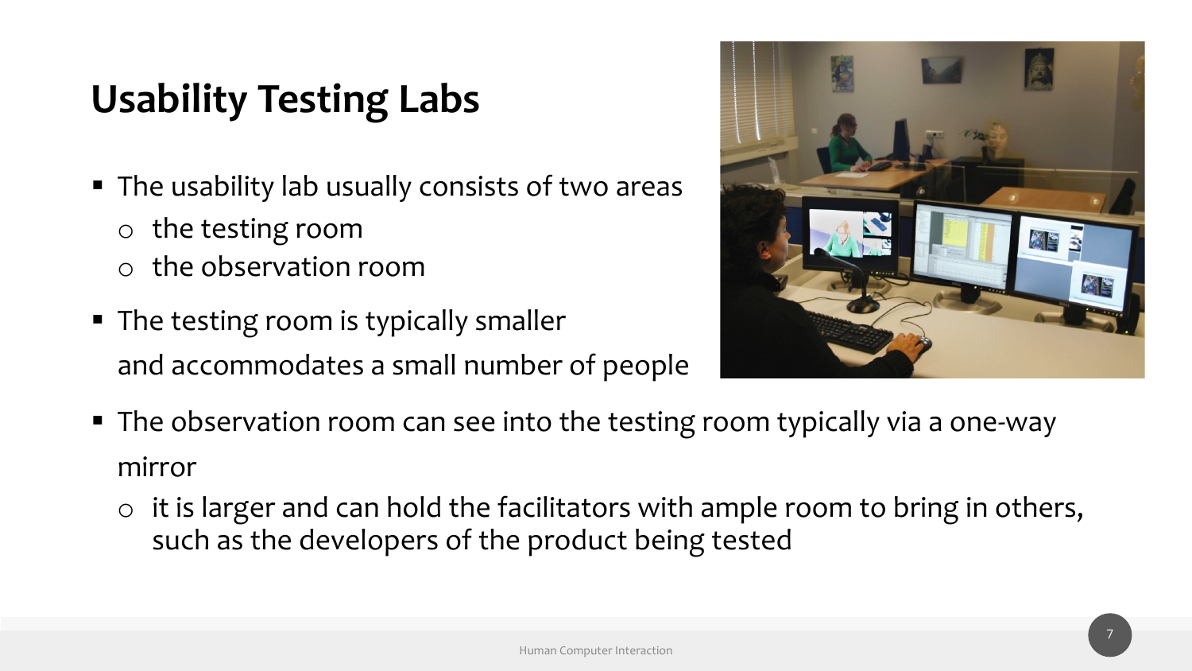# Usability Testing Labs

- The usability lab usually consists of two areas
  - the testing room
  - the observation room
- The testing room is typically smaller and accommodates a small number of people
- The observation room can see into the testing room typically via a one-way mirror
  - it is larger and can hold the facilitators with ample room to bring in others, such as the developers of the product being tested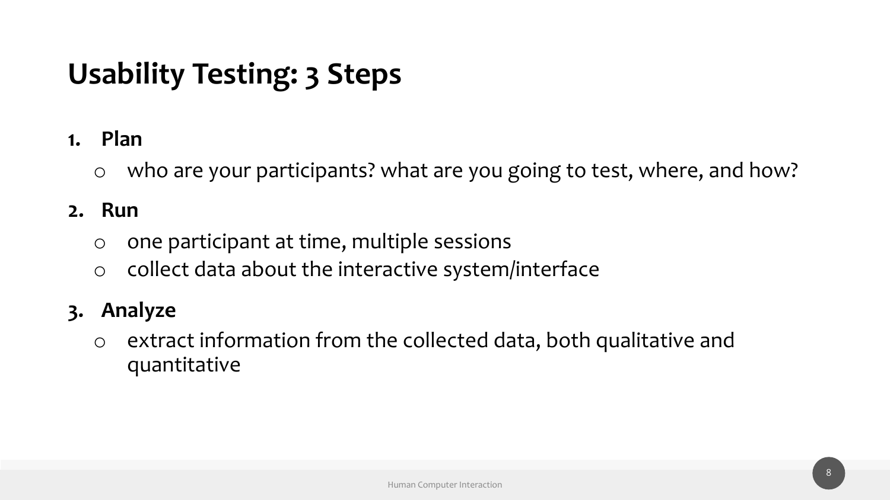# Usability Testing: 3 Steps

1. **Plan**
   - who are your participants? what are you going to test, where, and how?
2. **Run**
   - one participant at time, multiple sessions
   - collect data about the interactive system/interface
3. **Analyze**
   - extract information from the collected data, both qualitative and quantitative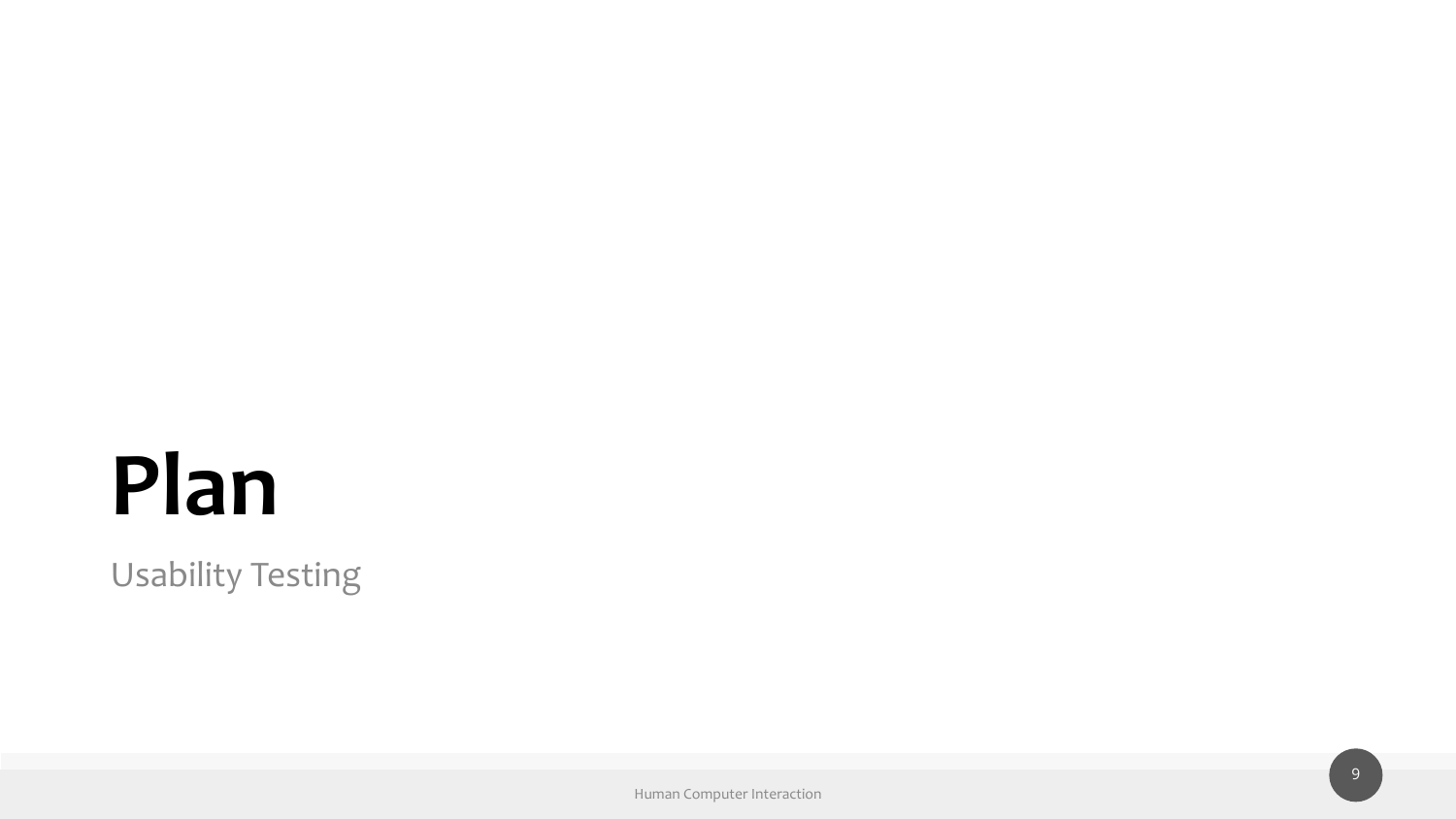# Plan

Usability Testing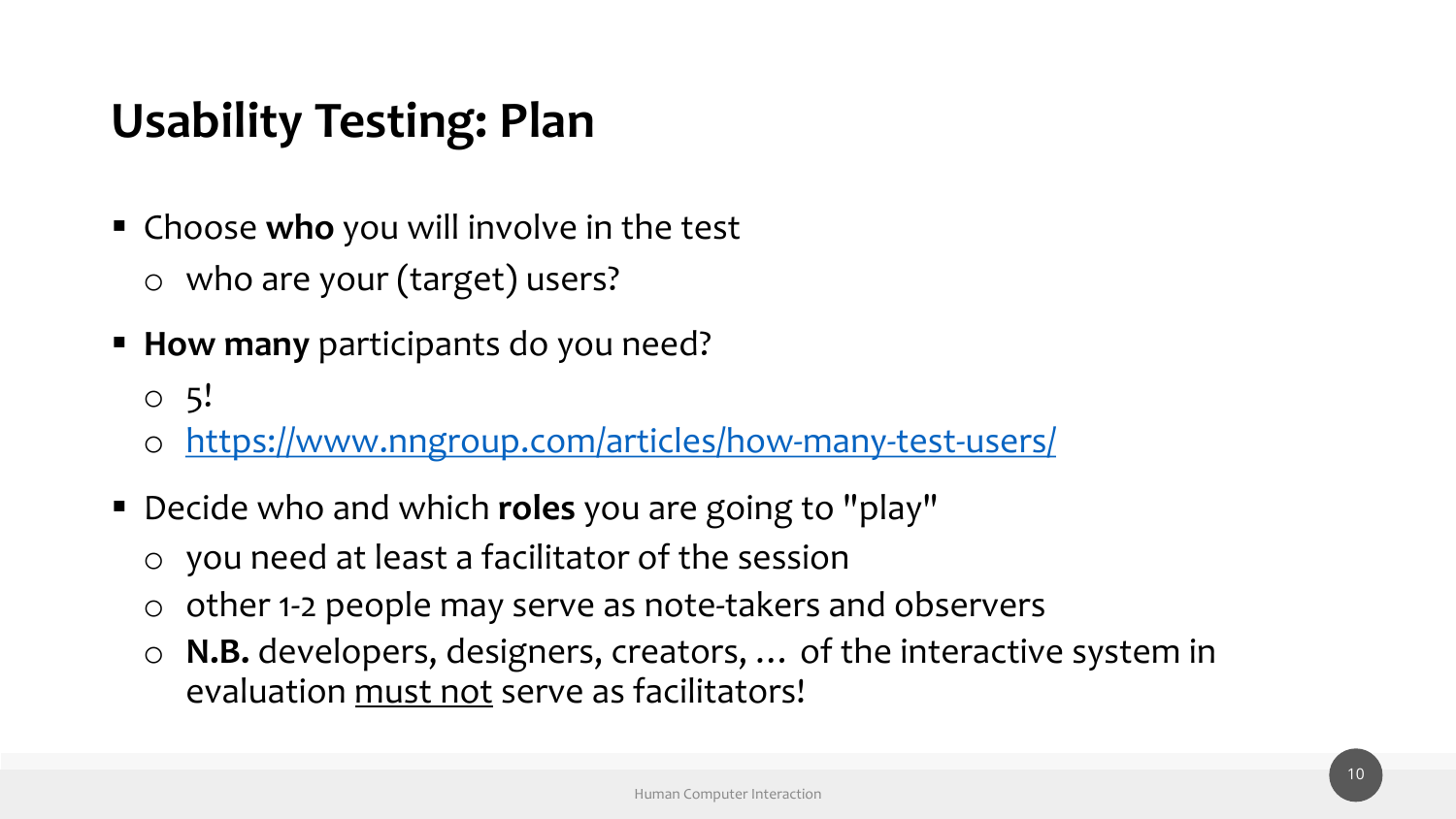# Usability Testing: Plan

- Choose **who** you will involve in the test
  - who are your (target) users?
- **How many** participants do you need?
  - 5!
  - https://www.nngroup.com/articles/how-many-test-users/
- Decide who and which **roles** you are going to "play"
  - you need at least a facilitator of the session
  - other 1-2 people may serve as note-takers and observers
  - **N.B.** developers, designers, creators, … of the interactive system in evaluation must not serve as facilitators!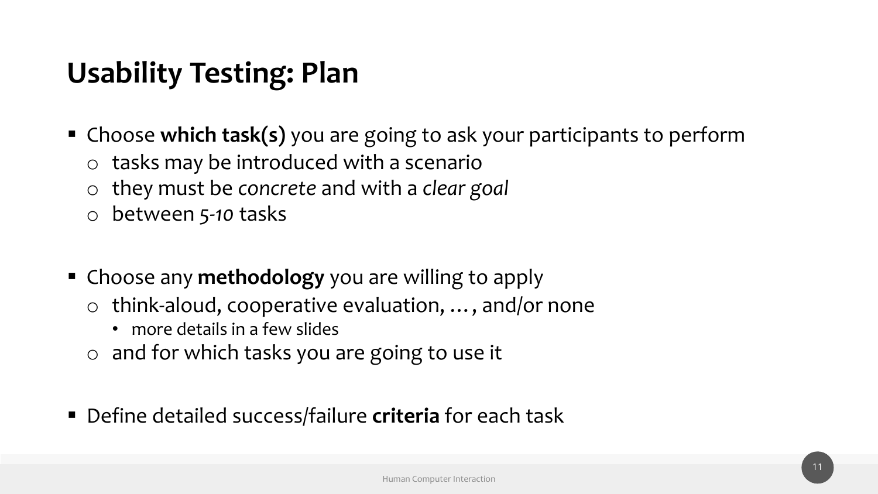# Usability Testing: Plan

- Choose **which task(s)** you are going to ask your participants to perform
  - tasks may be introduced with a scenario
  - they must be *concrete* and with a *clear goal*
  - between *5-10* tasks

- Choose any **methodology** you are willing to apply
  - think-aloud, cooperative evaluation, …, and/or none
    - more details in a few slides
  - and for which tasks you are going to use it

- Define detailed success/failure **criteria** for each task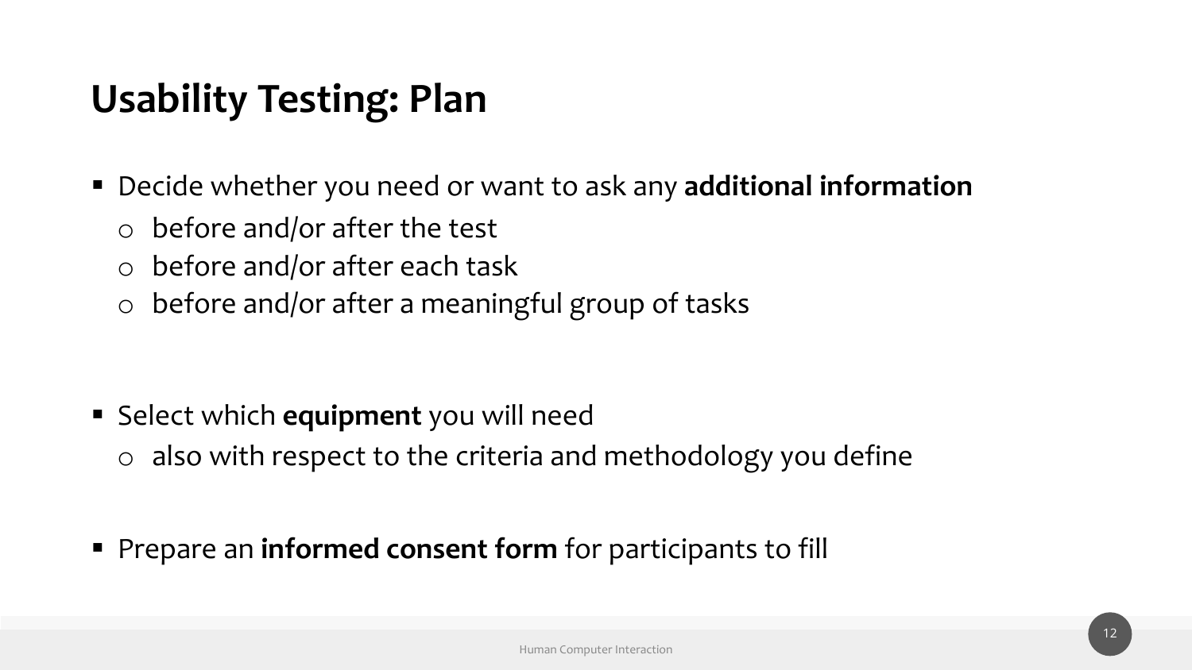# Usability Testing: Plan

- Decide whether you need or want to ask any **additional information**
  - before and/or after the test
  - before and/or after each task
  - before and/or after a meaningful group of tasks

- Select which **equipment** you will need
  - also with respect to the criteria and methodology you define

- Prepare an **informed consent form** for participants to fill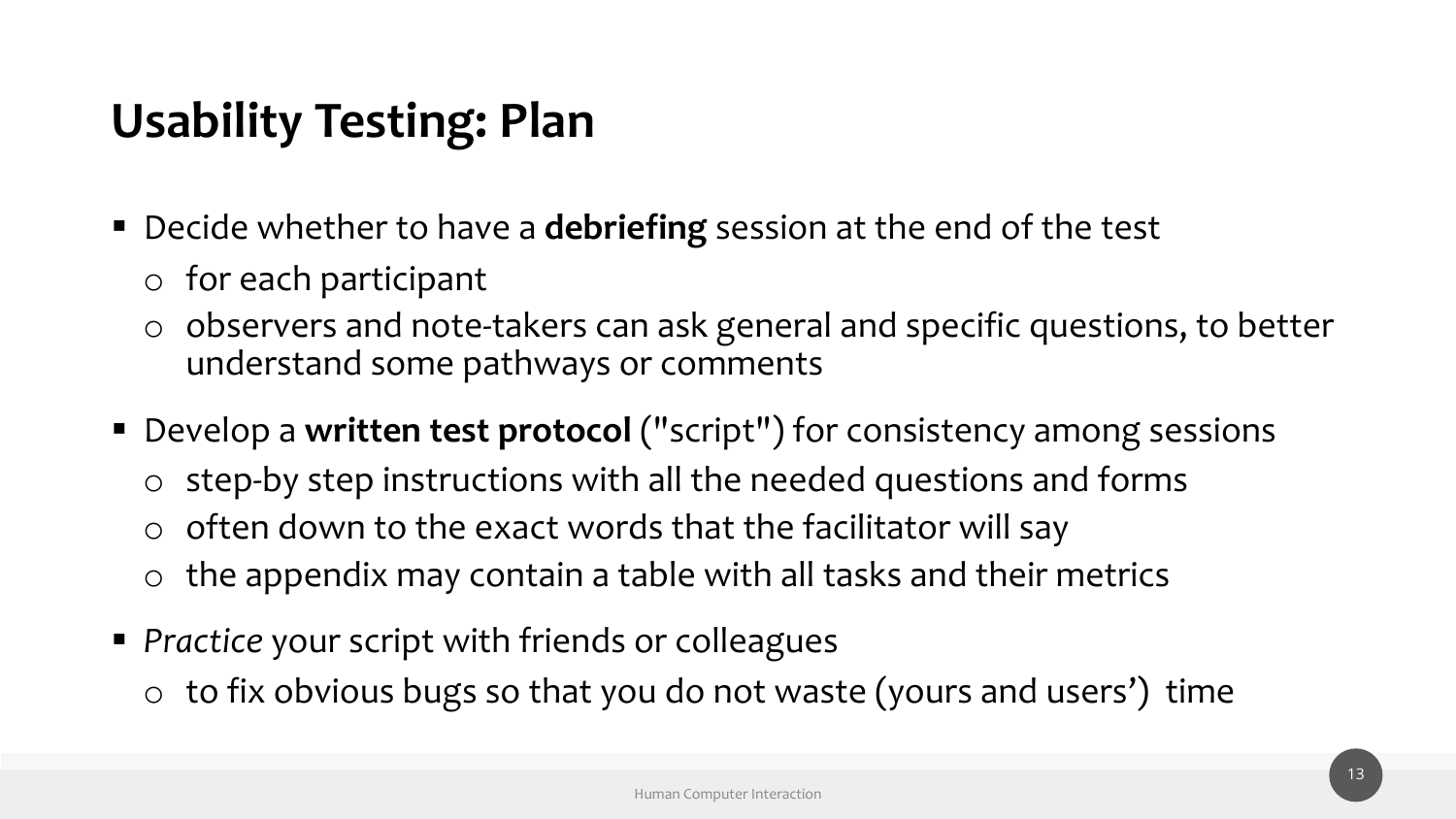# Usability Testing: Plan

- Decide whether to have a **debriefing** session at the end of the test
  - for each participant
  - observers and note-takers can ask general and specific questions, to better understand some pathways or comments
- Develop a **written test protocol** ("script") for consistency among sessions
  - step-by step instructions with all the needed questions and forms
  - often down to the exact words that the facilitator will say
  - the appendix may contain a table with all tasks and their metrics
- *Practice* your script with friends or colleagues
  - to fix obvious bugs so that you do not waste (yours and users')  time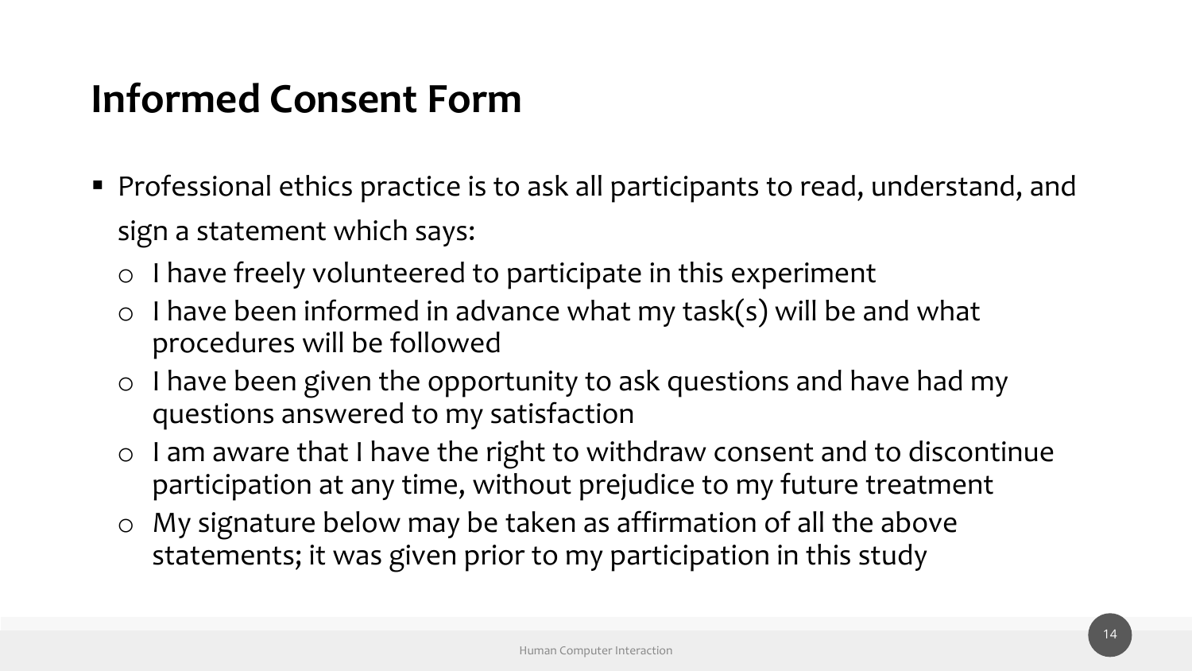# Informed Consent Form

- Professional ethics practice is to ask all participants to read, understand, and sign a statement which says:
  - I have freely volunteered to participate in this experiment
  - I have been informed in advance what my task(s) will be and what procedures will be followed
  - I have been given the opportunity to ask questions and have had my questions answered to my satisfaction
  - I am aware that I have the right to withdraw consent and to discontinue participation at any time, without prejudice to my future treatment
  - My signature below may be taken as affirmation of all the above statements; it was given prior to my participation in this study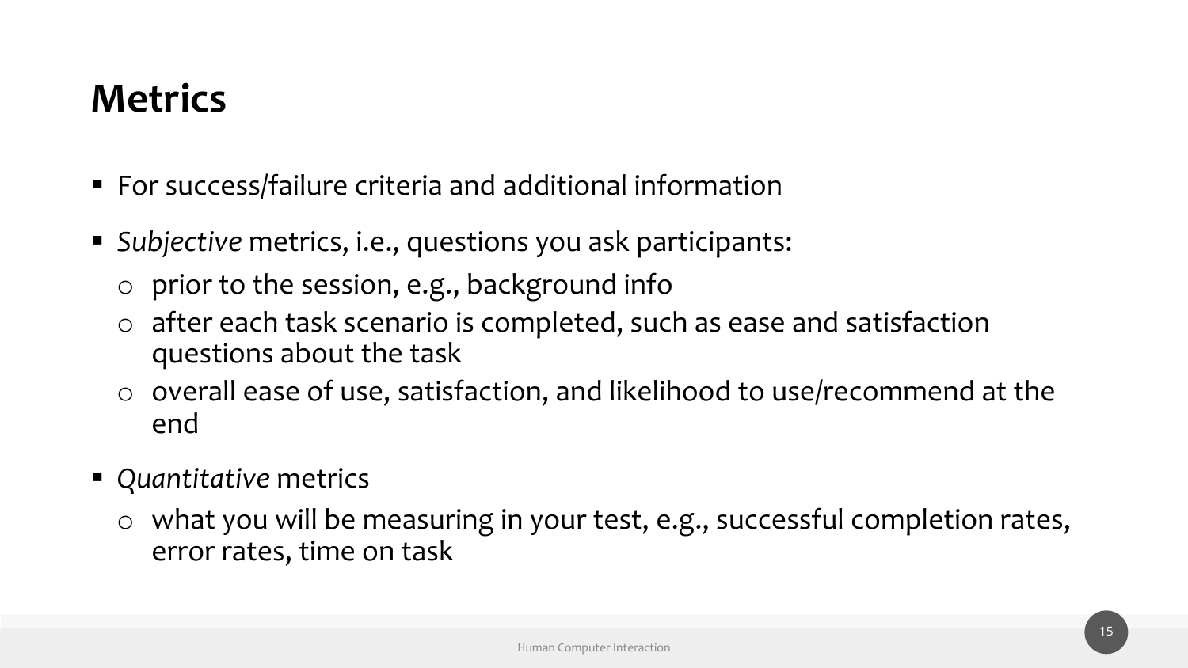# Metrics

- For success/failure criteria and additional information
- *Subjective* metrics, i.e., questions you ask participants:
  - prior to the session, e.g., background info
  - after each task scenario is completed, such as ease and satisfaction questions about the task
  - overall ease of use, satisfaction, and likelihood to use/recommend at the end
- *Quantitative* metrics
  - what you will be measuring in your test, e.g., successful completion rates, error rates, time on task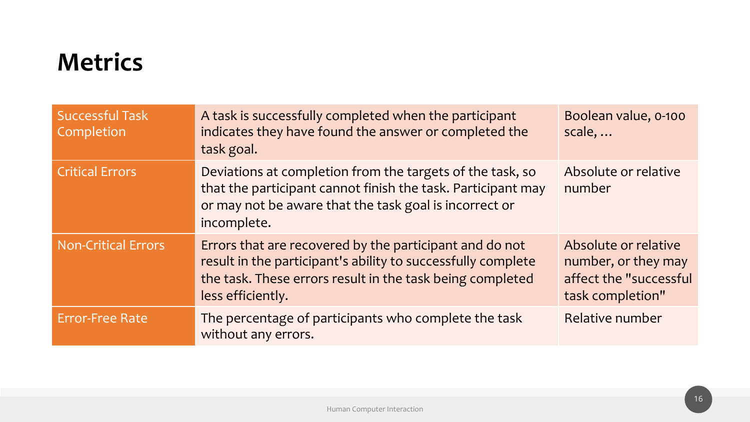# Metrics

| | | |
|---|---|---|
| Successful Task Completion | A task is successfully completed when the participant indicates they have found the answer or completed the task goal. | Boolean value, 0-100 scale, … |
| Critical Errors | Deviations at completion from the targets of the task, so that the participant cannot finish the task. Participant may or may not be aware that the task goal is incorrect or incomplete. | Absolute or relative number |
| Non-Critical Errors | Errors that are recovered by the participant and do not result in the participant's ability to successfully complete the task. These errors result in the task being completed less efficiently. | Absolute or relative number, or they may affect the "successful task completion" |
| Error-Free Rate | The percentage of participants who complete the task without any errors. | Relative number |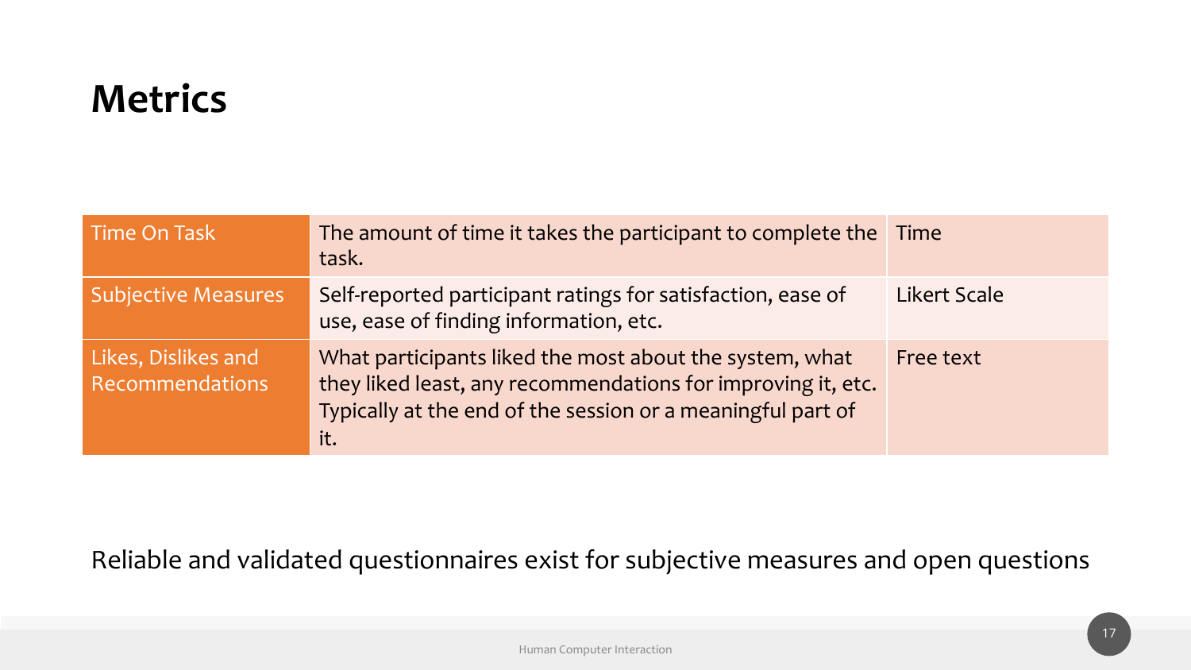# Metrics

| | | |
|---|---|---|
| Time On Task | The amount of time it takes the participant to complete the task. | Time |
| Subjective Measures | Self-reported participant ratings for satisfaction, ease of use, ease of finding information, etc. | Likert Scale |
| Likes, Dislikes and Recommendations | What participants liked the most about the system, what they liked least, any recommendations for improving it, etc. Typically at the end of the session or a meaningful part of it. | Free text |

Reliable and validated questionnaires exist for subjective measures and open questions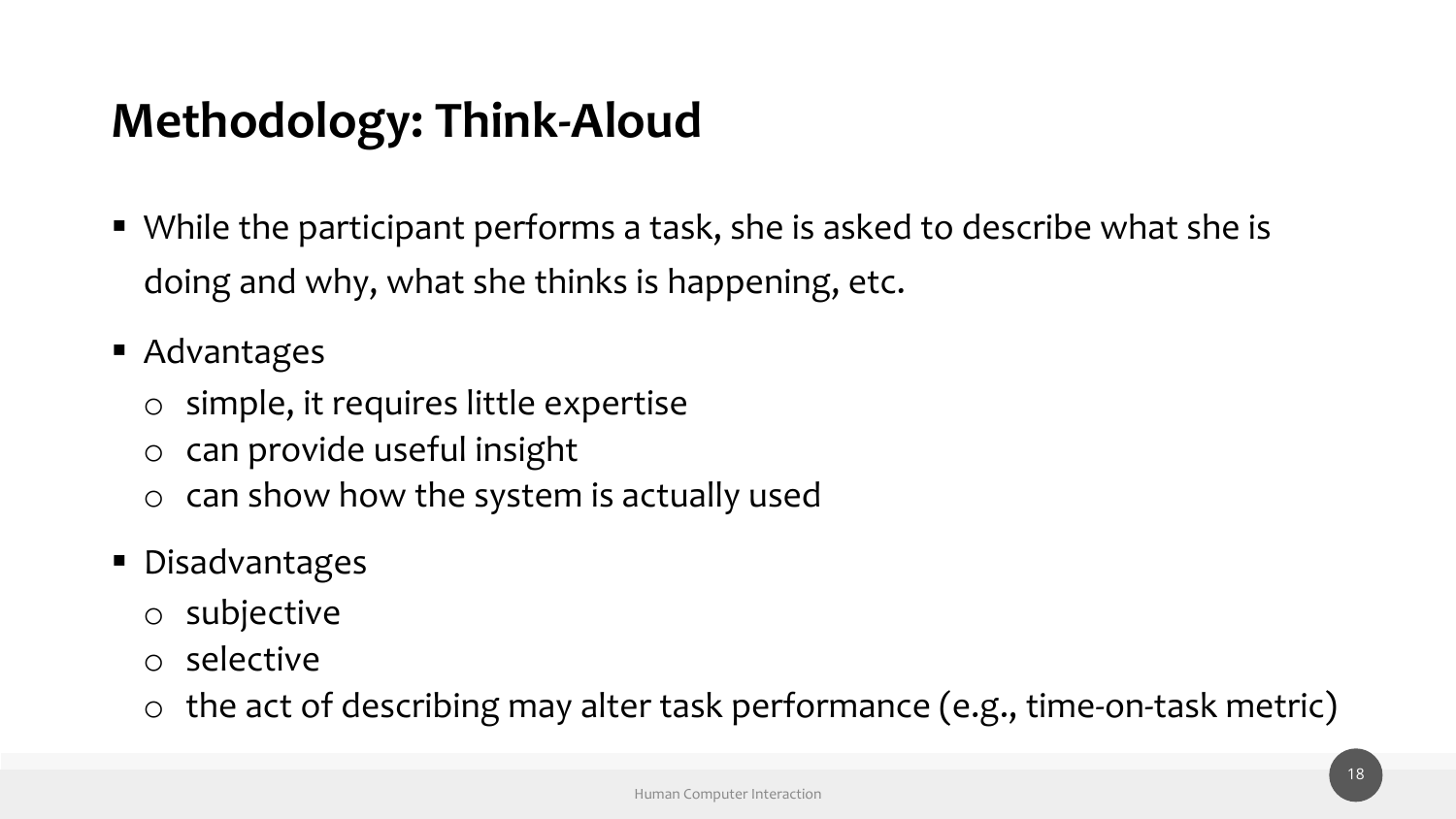# Methodology: Think-Aloud

- While the participant performs a task, she is asked to describe what she is doing and why, what she thinks is happening, etc.
- Advantages
  - simple, it requires little expertise
  - can provide useful insight
  - can show how the system is actually used
- Disadvantages
  - subjective
  - selective
  - the act of describing may alter task performance (e.g., time-on-task metric)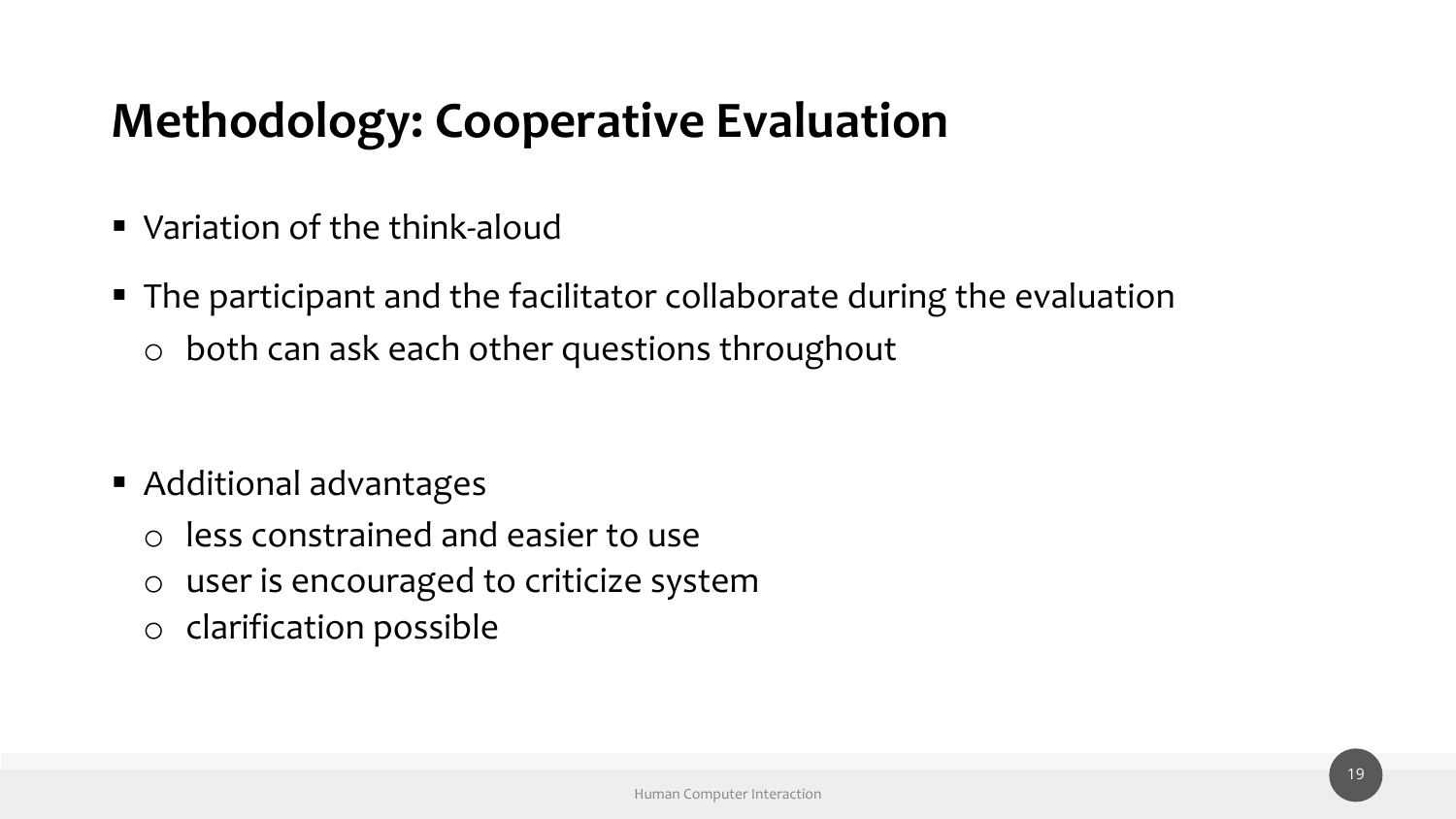# Methodology: Cooperative Evaluation

- Variation of the think-aloud
- The participant and the facilitator collaborate during the evaluation
  - both can ask each other questions throughout

- Additional advantages
  - less constrained and easier to use
  - user is encouraged to criticize system
  - clarification possible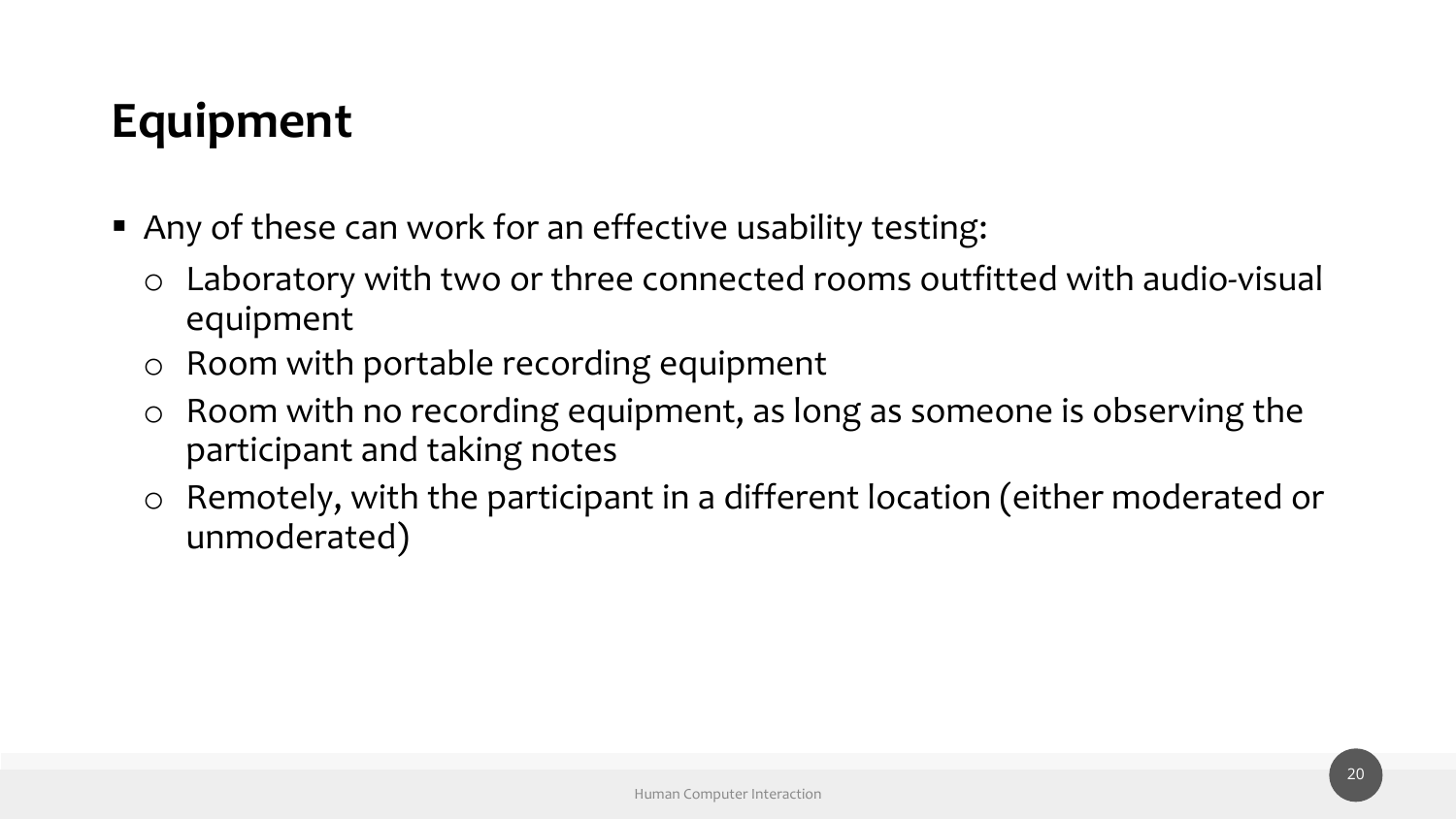# Equipment

- Any of these can work for an effective usability testing:
  - Laboratory with two or three connected rooms outfitted with audio-visual equipment
  - Room with portable recording equipment
  - Room with no recording equipment, as long as someone is observing the participant and taking notes
  - Remotely, with the participant in a different location (either moderated or unmoderated)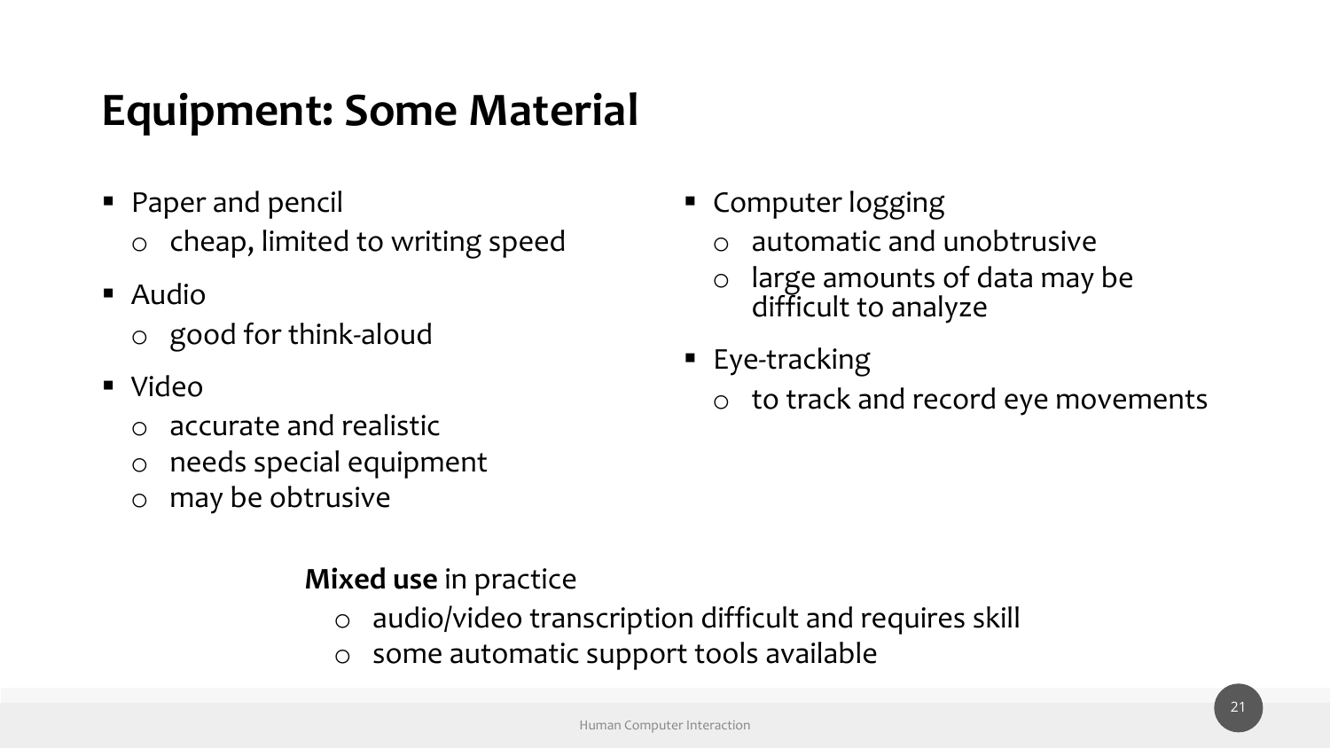# Equipment: Some Material

- Paper and pencil
  - cheap, limited to writing speed
- Audio
  - good for think-aloud
- Video
  - accurate and realistic
  - needs special equipment
  - may be obtrusive
- Computer logging
  - automatic and unobtrusive
  - large amounts of data may be difficult to analyze
- Eye-tracking
  - to track and record eye movements

**Mixed use** in practice

- audio/video transcription difficult and requires skill
- some automatic support tools available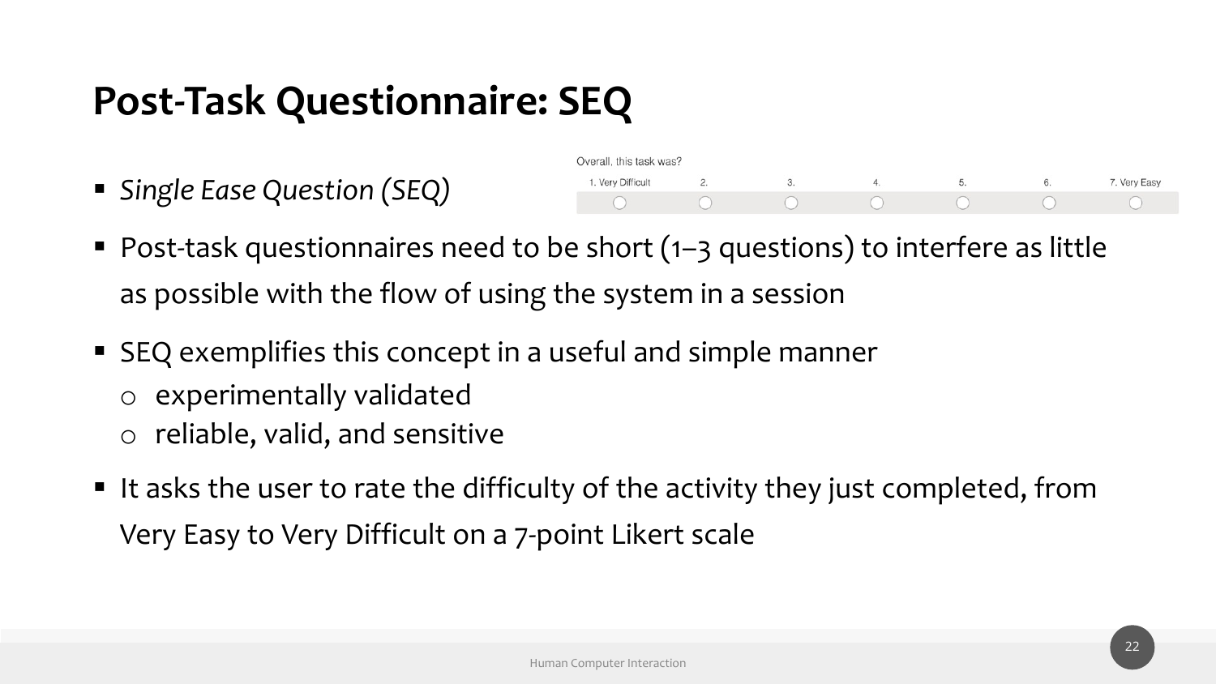# Post-Task Questionnaire: SEQ

- *Single Ease Question (SEQ)*

Overall, this task was?

| 1. Very Difficult | 2. | 3. | 4. | 5. | 6. | 7. Very Easy |
|---|---|---|---|---|---|---|
| ○ | ○ | ○ | ○ | ○ | ○ | ○ |

- Post-task questionnaires need to be short (1–3 questions) to interfere as little as possible with the flow of using the system in a session
- SEQ exemplifies this concept in a useful and simple manner
  - experimentally validated
  - reliable, valid, and sensitive
- It asks the user to rate the difficulty of the activity they just completed, from Very Easy to Very Difficult on a 7-point Likert scale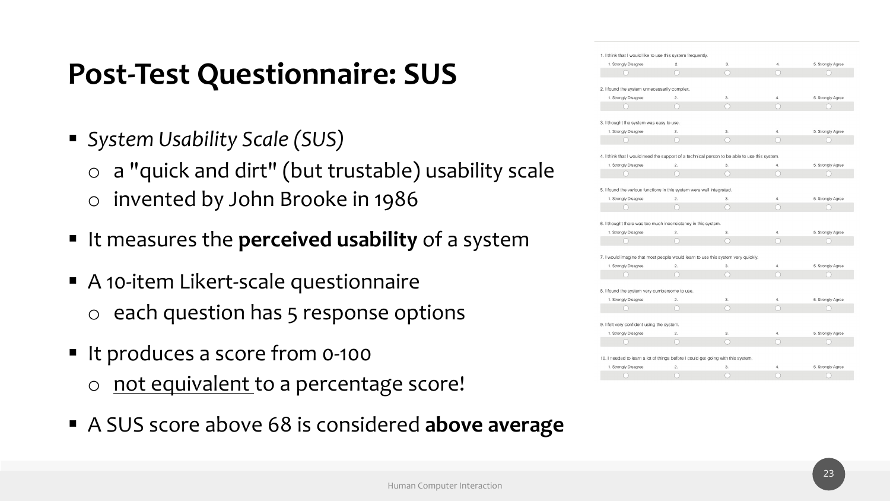# Post-Test Questionnaire: SUS

- *System Usability Scale (SUS)*
  - a "quick and dirt" (but trustable) usability scale
  - invented by John Brooke in 1986
- It measures the **perceived usability** of a system
- A 10-item Likert-scale questionnaire
  - each question has 5 response options
- It produces a score from 0-100
  - <u>not equivalent</u> to a percentage score!
- A SUS score above 68 is considered **above average**

1. I think that I would like to use this system frequently.

| 1. Strongly Disagree | 2. | 3. | 4. | 5. Strongly Agree |
|---|---|---|---|---|
| ○ | ○ | ○ | ○ | ○ |

2. I found the system unnecessarily complex.

| 1. Strongly Disagree | 2. | 3. | 4. | 5. Strongly Agree |
|---|---|---|---|---|
| ○ | ○ | ○ | ○ | ○ |

3. I thought the system was easy to use.

| 1. Strongly Disagree | 2. | 3. | 4. | 5. Strongly Agree |
|---|---|---|---|---|
| ○ | ○ | ○ | ○ | ○ |

4. I think that I would need the support of a technical person to be able to use this system.

| 1. Strongly Disagree | 2. | 3. | 4. | 5. Strongly Agree |
|---|---|---|---|---|
| ○ | ○ | ○ | ○ | ○ |

5. I found the various functions in this system were well integrated.

| 1. Strongly Disagree | 2. | 3. | 4. | 5. Strongly Agree |
|---|---|---|---|---|
| ○ | ○ | ○ | ○ | ○ |

6. I thought there was too much inconsistency in this system.

| 1. Strongly Disagree | 2. | 3. | 4. | 5. Strongly Agree |
|---|---|---|---|---|
| ○ | ○ | ○ | ○ | ○ |

7. I would imagine that most people would learn to use this system very quickly.

| 1. Strongly Disagree | 2. | 3. | 4. | 5. Strongly Agree |
|---|---|---|---|---|
| ○ | ○ | ○ | ○ | ○ |

8. I found the system very cumbersome to use.

| 1. Strongly Disagree | 2. | 3. | 4. | 5. Strongly Agree |
|---|---|---|---|---|
| ○ | ○ | ○ | ○ | ○ |

9. I felt very confident using the system.

| 1. Strongly Disagree | 2. | 3. | 4. | 5. Strongly Agree |
|---|---|---|---|---|
| ○ | ○ | ○ | ○ | ○ |

10. I needed to learn a lot of things before I could get going with this system.

| 1. Strongly Disagree | 2. | 3. | 4. | 5. Strongly Agree |
|---|---|---|---|---|
| ○ | ○ | ○ | ○ | ○ |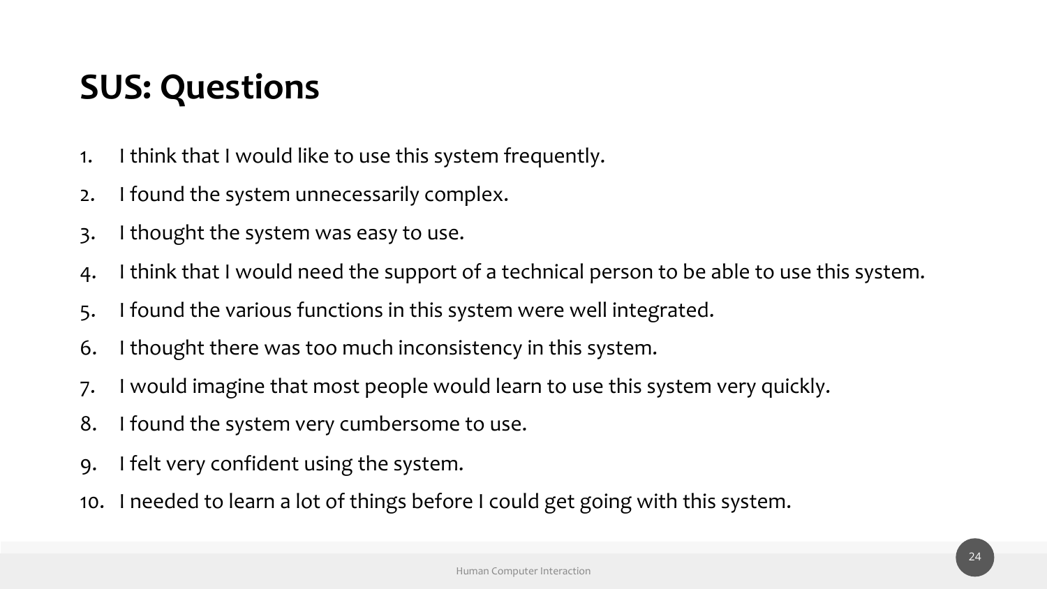# SUS: Questions

1. I think that I would like to use this system frequently.
2. I found the system unnecessarily complex.
3. I thought the system was easy to use.
4. I think that I would need the support of a technical person to be able to use this system.
5. I found the various functions in this system were well integrated.
6. I thought there was too much inconsistency in this system.
7. I would imagine that most people would learn to use this system very quickly.
8. I found the system very cumbersome to use.
9. I felt very confident using the system.
10. I needed to learn a lot of things before I could get going with this system.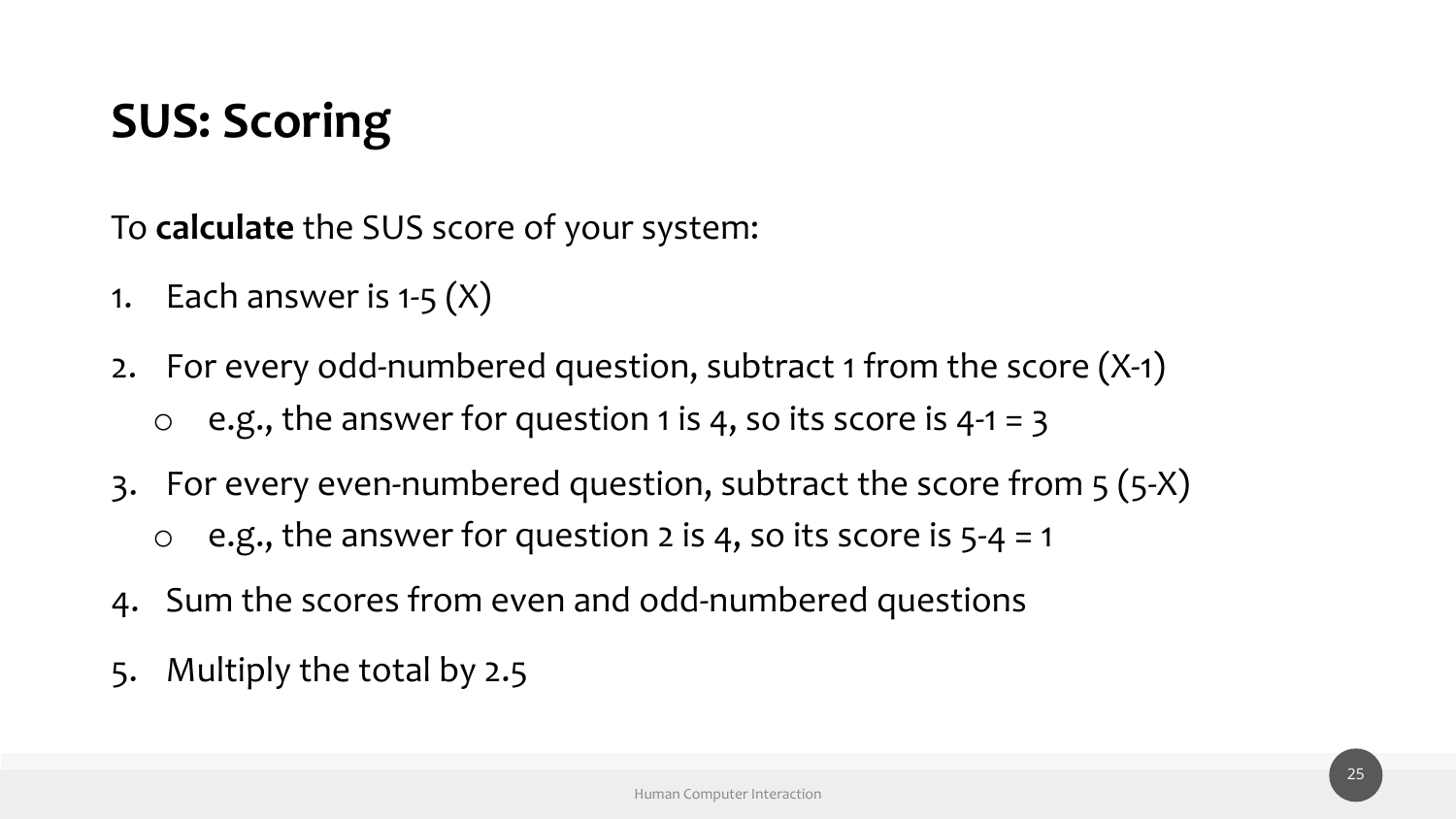# SUS: Scoring

To **calculate** the SUS score of your system:

1. Each answer is 1-5 (X)
2. For every odd-numbered question, subtract 1 from the score (X-1)
   - e.g., the answer for question 1 is 4, so its score is 4-1 = 3
3. For every even-numbered question, subtract the score from 5 (5-X)
   - e.g., the answer for question 2 is 4, so its score is 5-4 = 1
4. Sum the scores from even and odd-numbered questions
5. Multiply the total by 2.5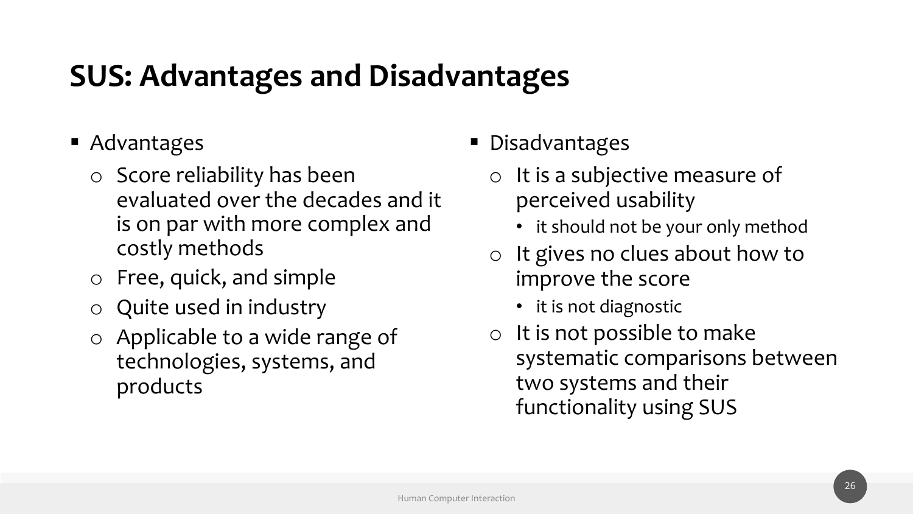# SUS: Advantages and Disadvantages

- Advantages
  - Score reliability has been evaluated over the decades and it is on par with more complex and costly methods
  - Free, quick, and simple
  - Quite used in industry
  - Applicable to a wide range of technologies, systems, and products
- Disadvantages
  - It is a subjective measure of perceived usability
    - it should not be your only method
  - It gives no clues about how to improve the score
    - it is not diagnostic
  - It is not possible to make systematic comparisons between two systems and their functionality using SUS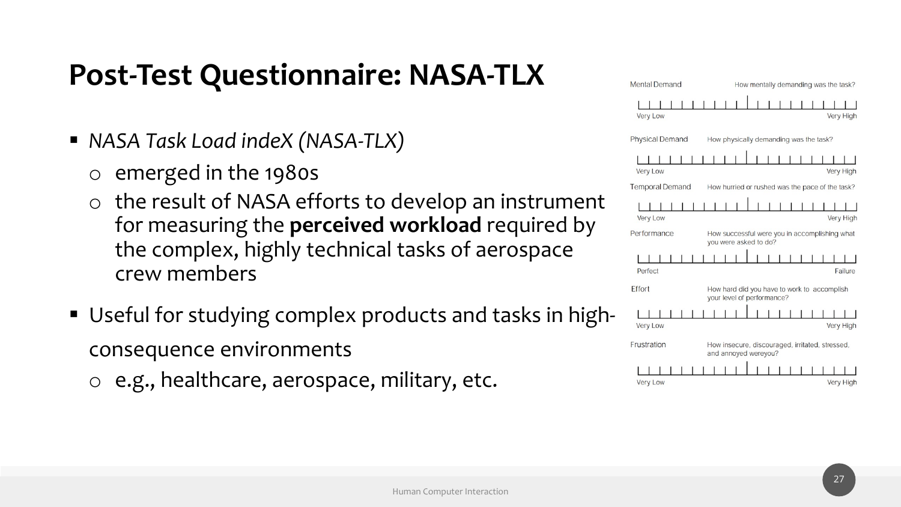# Post-Test Questionnaire: NASA-TLX

- *NASA Task Load indeX (NASA-TLX)*
  - emerged in the 1980s
  - the result of NASA efforts to develop an instrument for measuring the **perceived workload** required by the complex, highly technical tasks of aerospace crew members
- Useful for studying complex products and tasks in high-consequence environments
  - e.g., healthcare, aerospace, military, etc.

Mental Demand — How mentally demanding was the task?

Very Low — Very High

Physical Demand — How physically demanding was the task?

Very Low — Very High

Temporal Demand — How hurried or rushed was the pace of the task?

Very Low — Very High

Performance — How successful were you in accomplishing what you were asked to do?

Perfect — Failure

Effort — How hard did you have to work to accomplish your level of performance?

Very Low — Very High

Frustration — How insecure, discouraged, irritated, stressed, and annoyed wereyou?

Very Low — Very High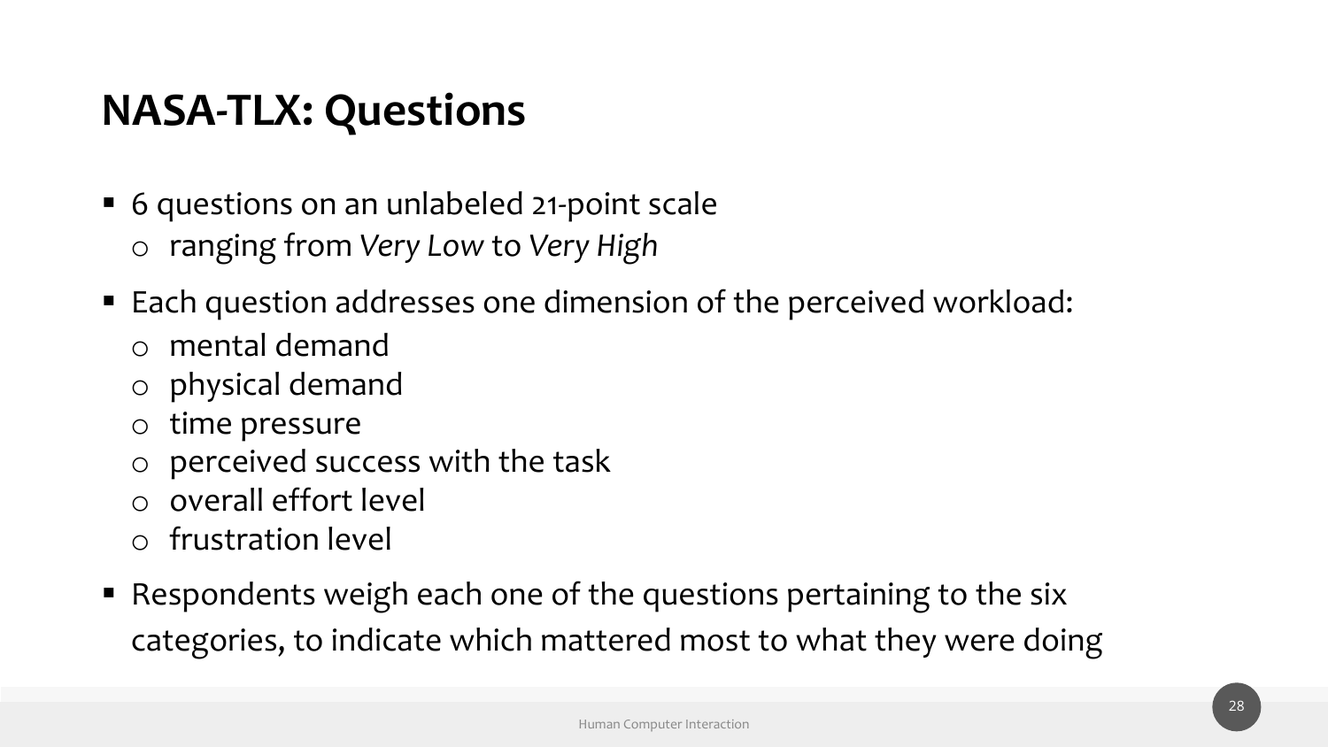# NASA-TLX: Questions

- 6 questions on an unlabeled 21-point scale
  - ranging from *Very Low* to *Very High*
- Each question addresses one dimension of the perceived workload:
  - mental demand
  - physical demand
  - time pressure
  - perceived success with the task
  - overall effort level
  - frustration level
- Respondents weigh each one of the questions pertaining to the six categories, to indicate which mattered most to what they were doing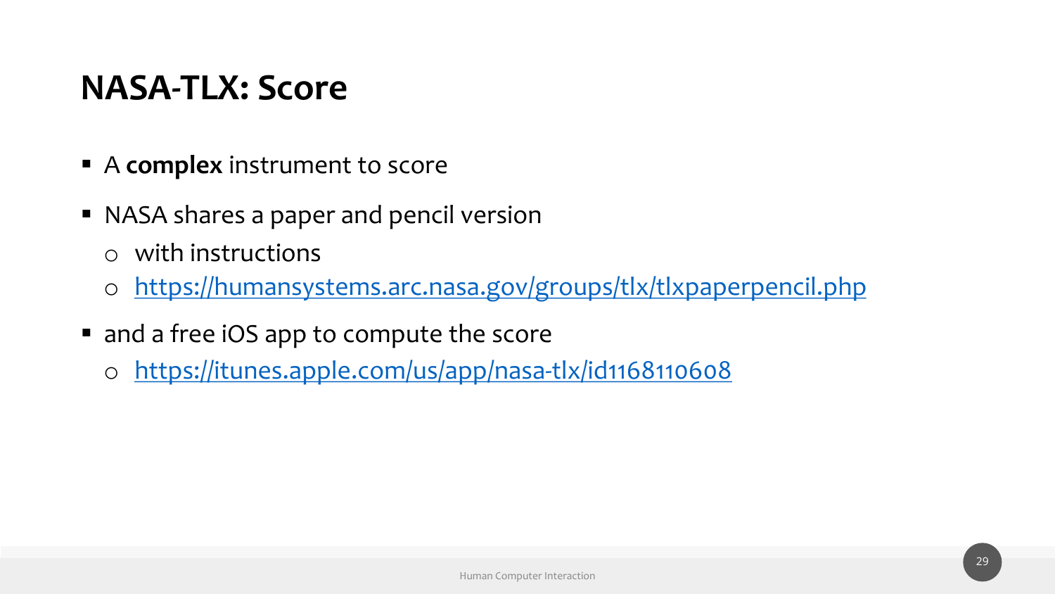# NASA-TLX: Score

- A **complex** instrument to score
- NASA shares a paper and pencil version
  - with instructions
  - https://humansystems.arc.nasa.gov/groups/tlx/tlxpaperpencil.php
- and a free iOS app to compute the score
  - https://itunes.apple.com/us/app/nasa-tlx/id1168110608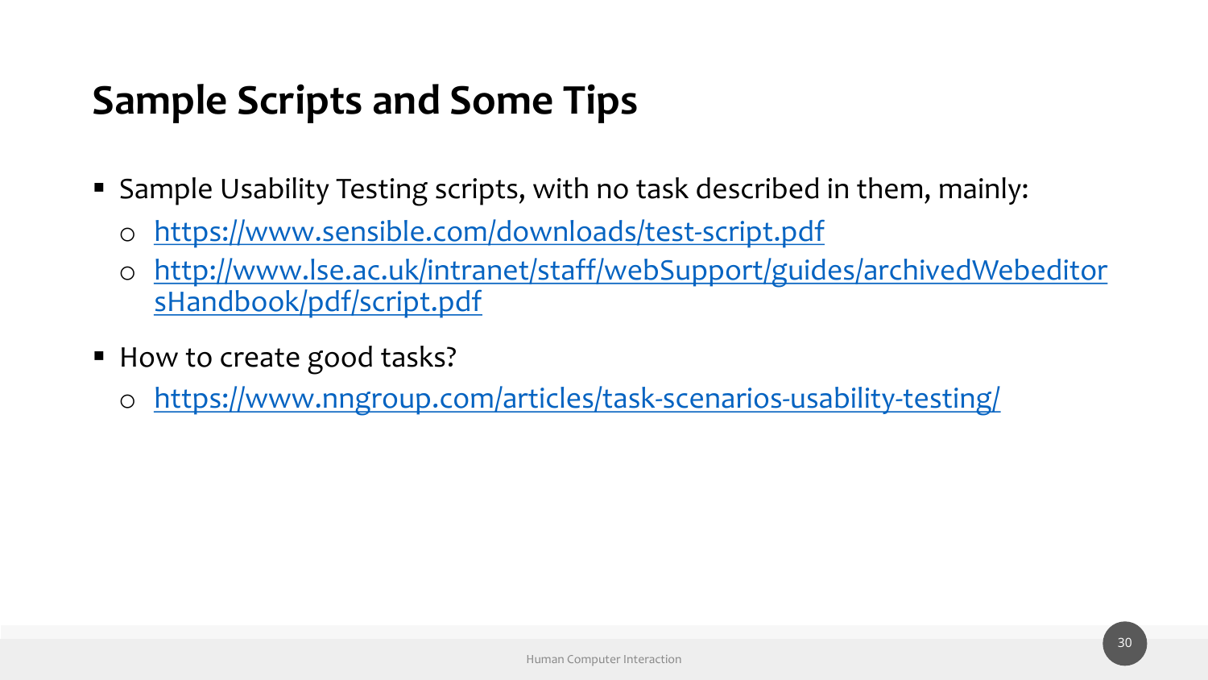# Sample Scripts and Some Tips

- Sample Usability Testing scripts, with no task described in them, mainly:
  - https://www.sensible.com/downloads/test-script.pdf
  - http://www.lse.ac.uk/intranet/staff/webSupport/guides/archivedWebeditorsHandbook/pdf/script.pdf
- How to create good tasks?
  - https://www.nngroup.com/articles/task-scenarios-usability-testing/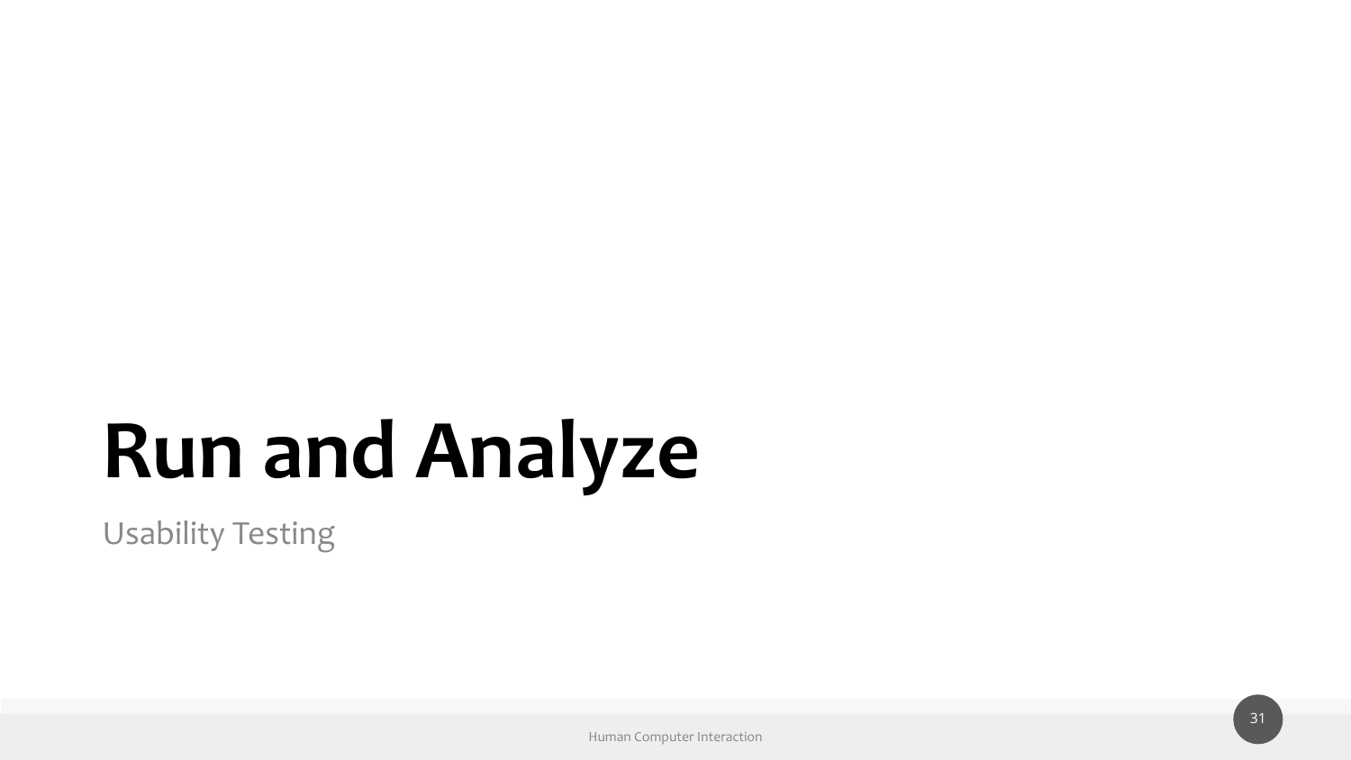# Run and Analyze

Usability Testing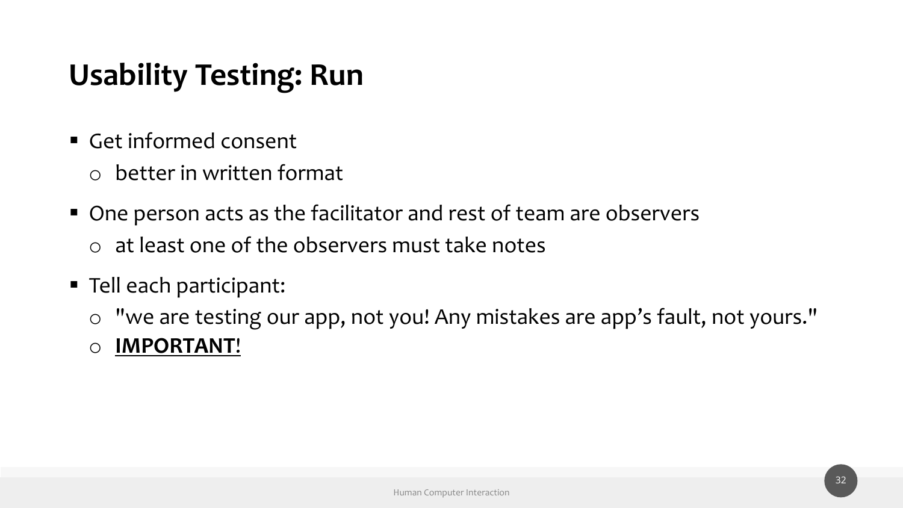# Usability Testing: Run

- Get informed consent
  - better in written format
- One person acts as the facilitator and rest of team are observers
  - at least one of the observers must take notes
- Tell each participant:
  - "we are testing our app, not you! Any mistakes are app's fault, not yours."
  - <u>**IMPORTANT**!</u>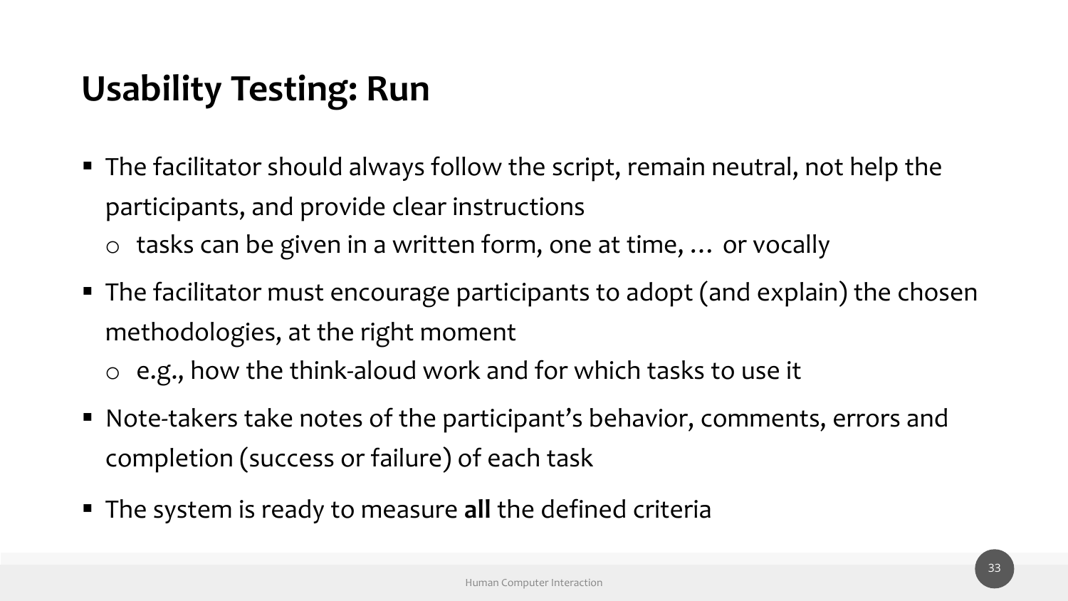# Usability Testing: Run

- The facilitator should always follow the script, remain neutral, not help the participants, and provide clear instructions
  - tasks can be given in a written form, one at time, … or vocally
- The facilitator must encourage participants to adopt (and explain) the chosen methodologies, at the right moment
  - e.g., how the think-aloud work and for which tasks to use it
- Note-takers take notes of the participant's behavior, comments, errors and completion (success or failure) of each task
- The system is ready to measure **all** the defined criteria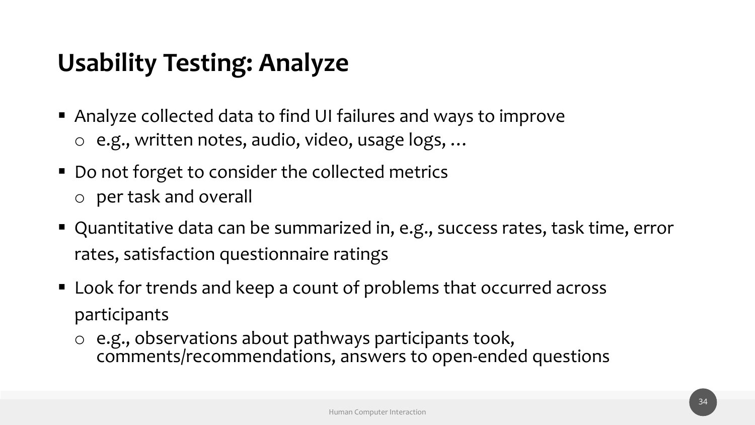# Usability Testing: Analyze

- Analyze collected data to find UI failures and ways to improve
  - e.g., written notes, audio, video, usage logs, …
- Do not forget to consider the collected metrics
  - per task and overall
- Quantitative data can be summarized in, e.g., success rates, task time, error rates, satisfaction questionnaire ratings
- Look for trends and keep a count of problems that occurred across participants
  - e.g., observations about pathways participants took, comments/recommendations, answers to open-ended questions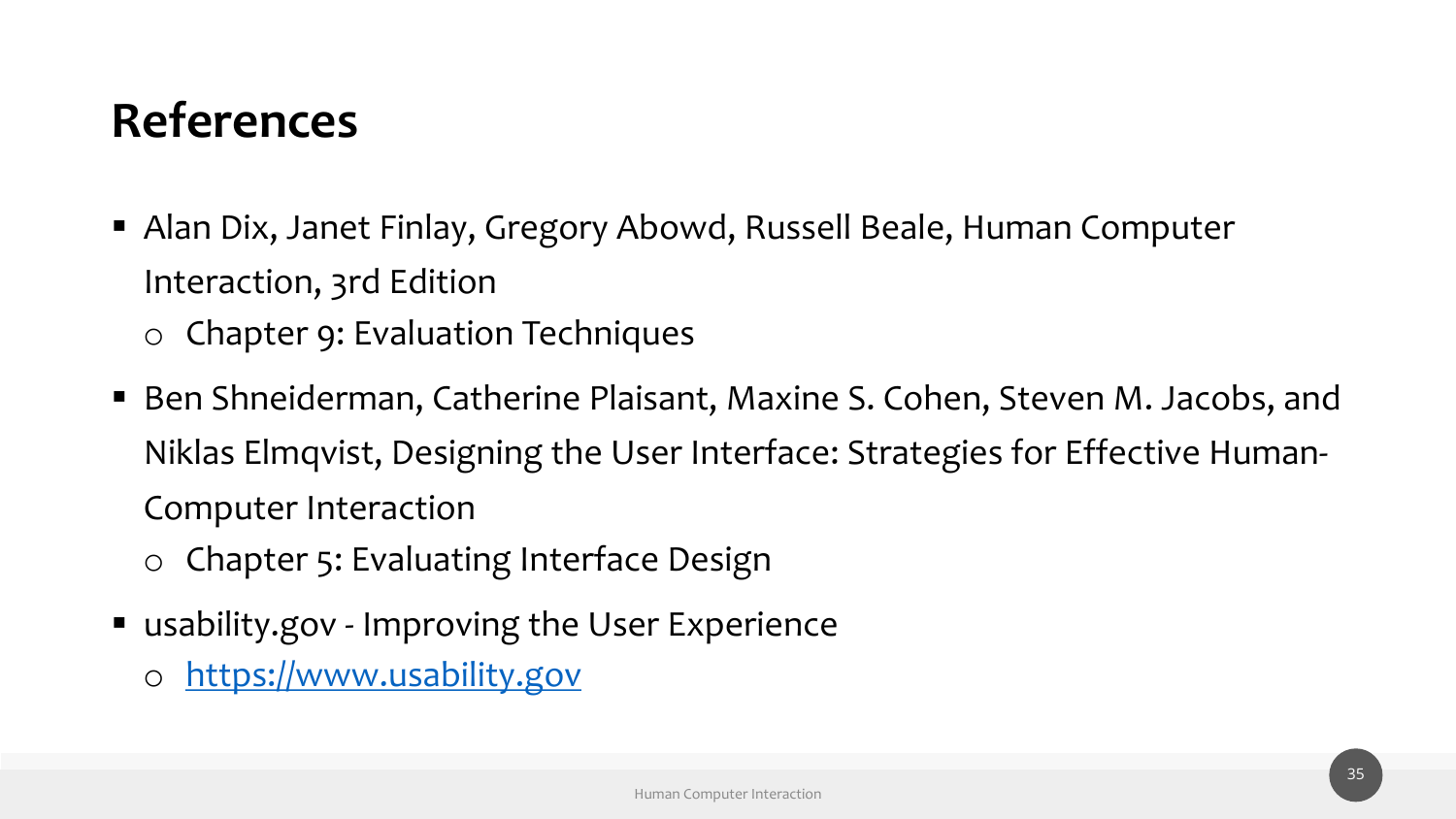# References

- Alan Dix, Janet Finlay, Gregory Abowd, Russell Beale, Human Computer Interaction, 3rd Edition
  - Chapter 9: Evaluation Techniques
- Ben Shneiderman, Catherine Plaisant, Maxine S. Cohen, Steven M. Jacobs, and Niklas Elmqvist, Designing the User Interface: Strategies for Effective Human-Computer Interaction
  - Chapter 5: Evaluating Interface Design
- usability.gov - Improving the User Experience
  - [https://www.usability.gov](https://www.usability.gov)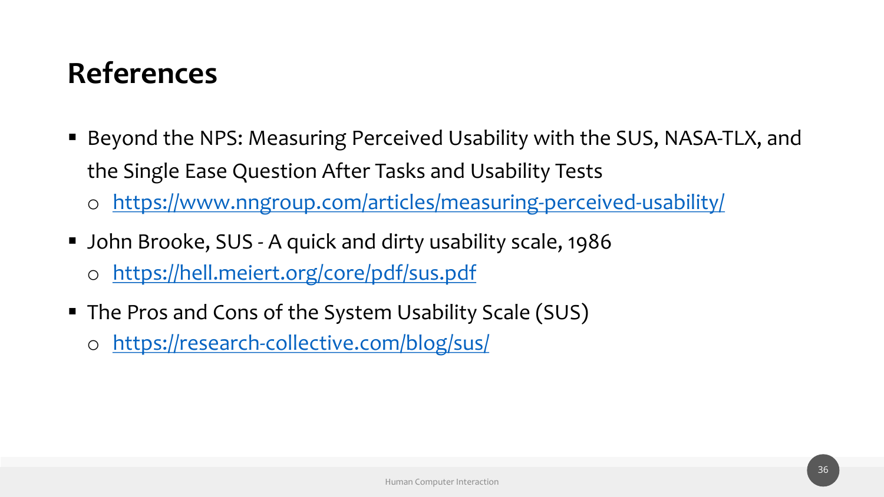# References

- Beyond the NPS: Measuring Perceived Usability with the SUS, NASA-TLX, and the Single Ease Question After Tasks and Usability Tests
  - https://www.nngroup.com/articles/measuring-perceived-usability/
- John Brooke, SUS - A quick and dirty usability scale, 1986
  - https://hell.meiert.org/core/pdf/sus.pdf
- The Pros and Cons of the System Usability Scale (SUS)
  - https://research-collective.com/blog/sus/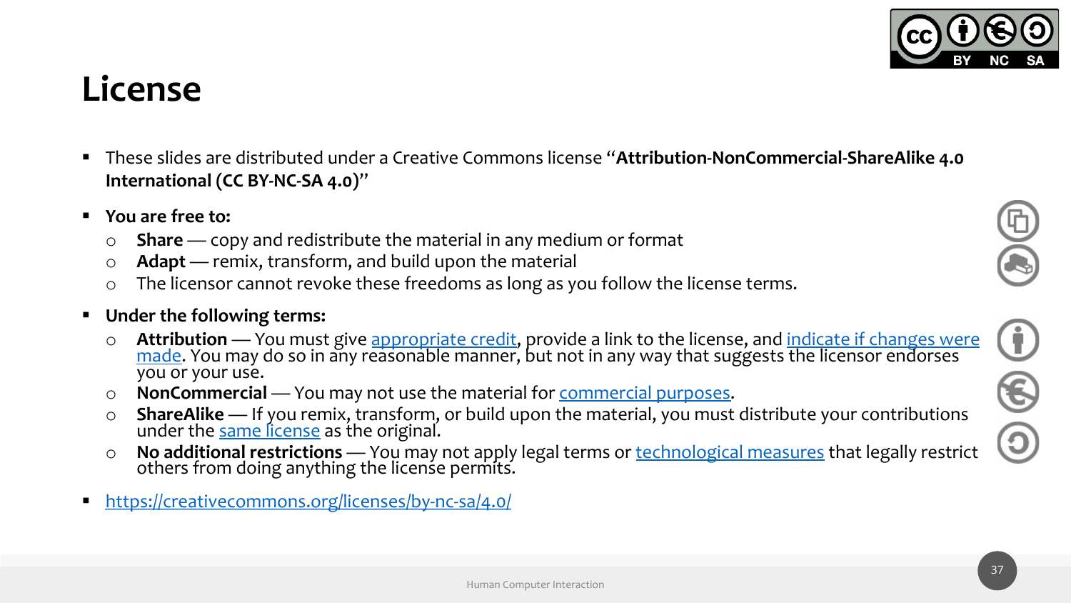# License

- These slides are distributed under a Creative Commons license "**Attribution-NonCommercial-ShareAlike 4.0 International (CC BY-NC-SA 4.0)**"
- **You are free to:**
  - **Share** — copy and redistribute the material in any medium or format
  - **Adapt** — remix, transform, and build upon the material
  - The licensor cannot revoke these freedoms as long as you follow the license terms.
- **Under the following terms:**
  - **Attribution** — You must give appropriate credit, provide a link to the license, and indicate if changes were made. You may do so in any reasonable manner, but not in any way that suggests the licensor endorses you or your use.
  - **NonCommercial** — You may not use the material for commercial purposes.
  - **ShareAlike** — If you remix, transform, or build upon the material, you must distribute your contributions under the same license as the original.
  - **No additional restrictions** — You may not apply legal terms or technological measures that legally restrict others from doing anything the license permits.
- https://creativecommons.org/licenses/by-nc-sa/4.0/